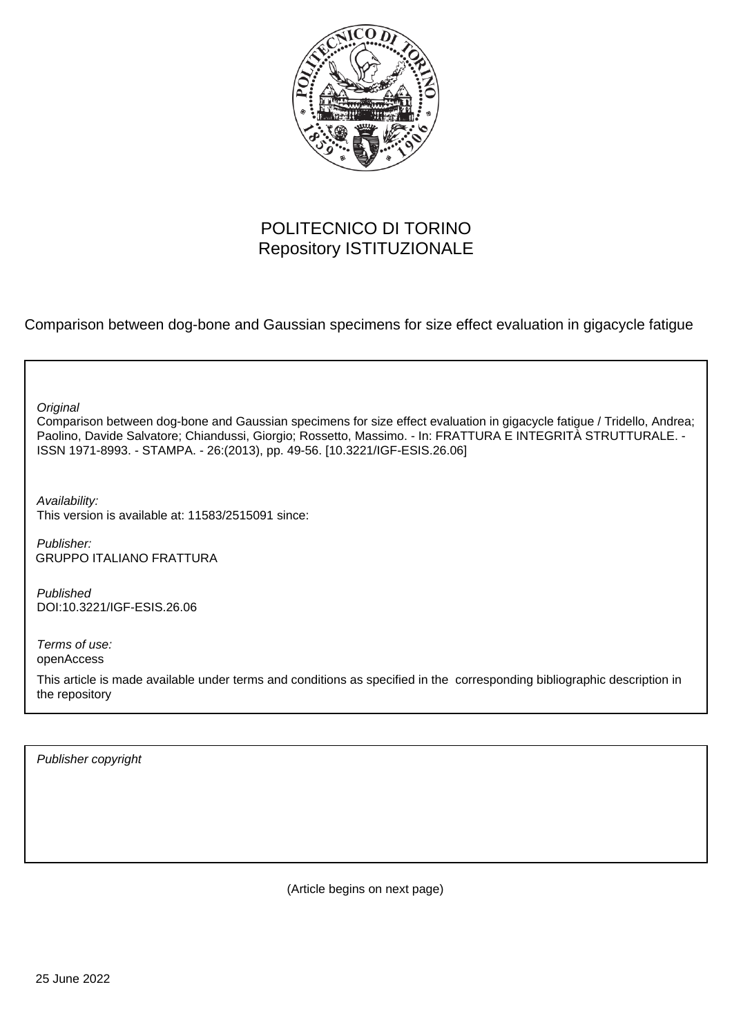POLITECNICO DI TORINO
Repository ISTITUZIONALE

Comparison between dog-bone and Gaussian specimens for size effect evaluation in gigacycle fatigue

*Original*
Comparison between dog-bone and Gaussian specimens for size effect evaluation in gigacycle fatigue / Tridello, Andrea; Paolino, Davide Salvatore; Chiandussi, Giorgio; Rossetto, Massimo. - In: FRATTURA E INTEGRITÀ STRUTTURALE. - ISSN 1971-8993. - STAMPA. - 26:(2013), pp. 49-56. [10.3221/IGF-ESIS.26.06]

*Availability:*
This version is available at: 11583/2515091 since:

*Publisher:*
GRUPPO ITALIANO FRATTURA

*Published*
DOI:10.3221/IGF-ESIS.26.06

*Terms of use:*
openAccess

This article is made available under terms and conditions as specified in the corresponding bibliographic description in the repository

*Publisher copyright*

(Article begins on next page)

25 June 2022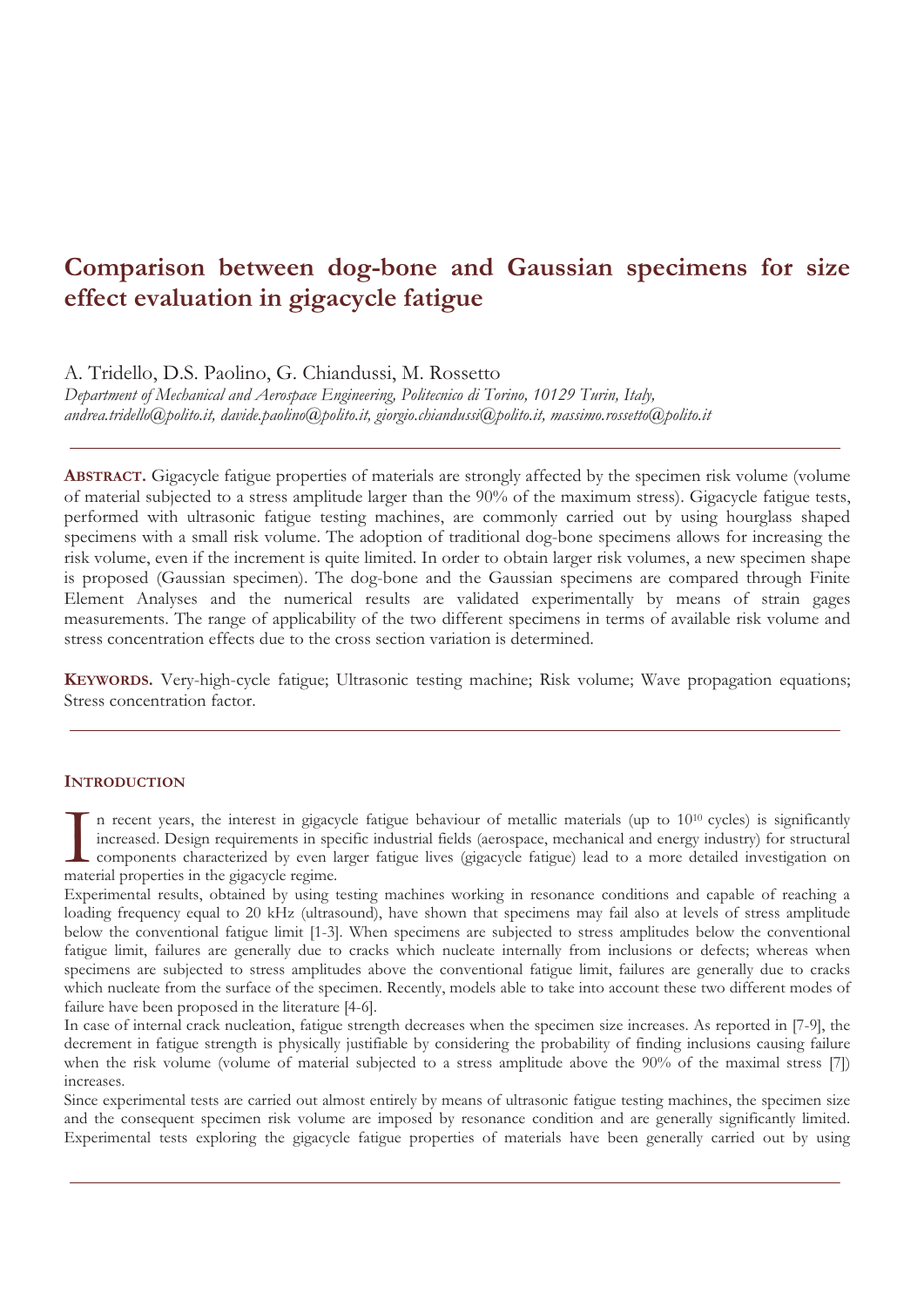# Comparison between dog-bone and Gaussian specimens for size effect evaluation in gigacycle fatigue

A. Tridello, D.S. Paolino, G. Chiandussi, M. Rossetto

*Department of Mechanical and Aerospace Engineering, Politecnico di Torino, 10129 Turin, Italy,*
*andrea.tridello@polito.it, davide.paolino@polito.it, giorgio.chiandussi@polito.it, massimo.rossetto@polito.it*

---

**ABSTRACT.** Gigacycle fatigue properties of materials are strongly affected by the specimen risk volume (volume of material subjected to a stress amplitude larger than the 90% of the maximum stress). Gigacycle fatigue tests, performed with ultrasonic fatigue testing machines, are commonly carried out by using hourglass shaped specimens with a small risk volume. The adoption of traditional dog-bone specimens allows for increasing the risk volume, even if the increment is quite limited. In order to obtain larger risk volumes, a new specimen shape is proposed (Gaussian specimen). The dog-bone and the Gaussian specimens are compared through Finite Element Analyses and the numerical results are validated experimentally by means of strain gages measurements. The range of applicability of the two different specimens in terms of available risk volume and stress concentration effects due to the cross section variation is determined.

**KEYWORDS.** Very-high-cycle fatigue; Ultrasonic testing machine; Risk volume; Wave propagation equations; Stress concentration factor.

---

## INTRODUCTION

In recent years, the interest in gigacycle fatigue behaviour of metallic materials (up to $10^{10}$ cycles) is significantly increased. Design requirements in specific industrial fields (aerospace, mechanical and energy industry) for structural components characterized by even larger fatigue lives (gigacycle fatigue) lead to a more detailed investigation on material properties in the gigacycle regime.

Experimental results, obtained by using testing machines working in resonance conditions and capable of reaching a loading frequency equal to 20 kHz (ultrasound), have shown that specimens may fail also at levels of stress amplitude below the conventional fatigue limit [1-3]. When specimens are subjected to stress amplitudes below the conventional fatigue limit, failures are generally due to cracks which nucleate internally from inclusions or defects; whereas when specimens are subjected to stress amplitudes above the conventional fatigue limit, failures are generally due to cracks which nucleate from the surface of the specimen. Recently, models able to take into account these two different modes of failure have been proposed in the literature [4-6].

In case of internal crack nucleation, fatigue strength decreases when the specimen size increases. As reported in [7-9], the decrement in fatigue strength is physically justifiable by considering the probability of finding inclusions causing failure when the risk volume (volume of material subjected to a stress amplitude above the 90% of the maximal stress [7]) increases.

Since experimental tests are carried out almost entirely by means of ultrasonic fatigue testing machines, the specimen size and the consequent specimen risk volume are imposed by resonance condition and are generally significantly limited. Experimental tests exploring the gigacycle fatigue properties of materials have been generally carried out by using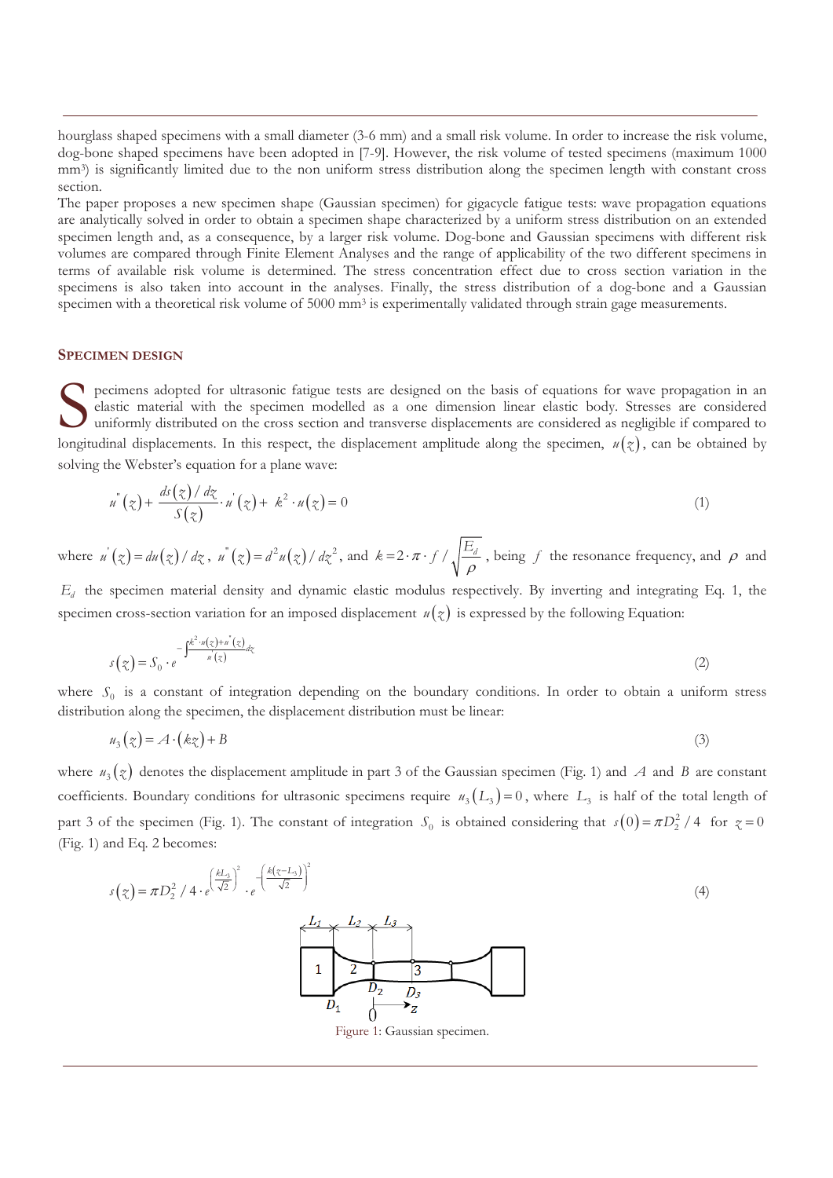hourglass shaped specimens with a small diameter (3-6 mm) and a small risk volume. In order to increase the risk volume, dog-bone shaped specimens have been adopted in [7-9]. However, the risk volume of tested specimens (maximum 1000 mm³) is significantly limited due to the non uniform stress distribution along the specimen length with constant cross section.

The paper proposes a new specimen shape (Gaussian specimen) for gigacycle fatigue tests: wave propagation equations are analytically solved in order to obtain a specimen shape characterized by a uniform stress distribution on an extended specimen length and, as a consequence, by a larger risk volume. Dog-bone and Gaussian specimens with different risk volumes are compared through Finite Element Analyses and the range of applicability of the two different specimens in terms of available risk volume is determined. The stress concentration effect due to cross section variation in the specimens is also taken into account in the analyses. Finally, the stress distribution of a dog-bone and a Gaussian specimen with a theoretical risk volume of 5000 mm³ is experimentally validated through strain gage measurements.

## SPECIMEN DESIGN

Specimens adopted for ultrasonic fatigue tests are designed on the basis of equations for wave propagation in an elastic material with the specimen modelled as a one dimension linear elastic body. Stresses are considered uniformly distributed on the cross section and transverse displacements are considered as negligible if compared to longitudinal displacements. In this respect, the displacement amplitude along the specimen, $u(z)$, can be obtained by solving the Webster's equation for a plane wave:

$$u''(z) + \frac{ds(z)/dz}{S(z)} \cdot u'(z) + k^2 \cdot u(z) = 0 \tag{1}$$

where $u'(z) = du(z)/dz$, $u''(z) = d^2u(z)/dz^2$, and $k = 2 \cdot \pi \cdot f / \sqrt{\frac{E_d}{\rho}}$, being $f$ the resonance frequency, and $\rho$ and $E_d$ the specimen material density and dynamic elastic modulus respectively. By inverting and integrating Eq. 1, the specimen cross-section variation for an imposed displacement $u(z)$ is expressed by the following Equation:

$$s(z) = S_0 \cdot e^{-\int \frac{k^2 \cdot u(z) + u''(z)}{u'(z)} dz} \tag{2}$$

where $S_0$ is a constant of integration depending on the boundary conditions. In order to obtain a uniform stress distribution along the specimen, the displacement distribution must be linear:

$$u_3(z) = A \cdot (kz) + B \tag{3}$$

where $u_3(z)$ denotes the displacement amplitude in part 3 of the Gaussian specimen (Fig. 1) and $A$ and $B$ are constant coefficients. Boundary conditions for ultrasonic specimens require $u_3(L_3) = 0$, where $L_3$ is half of the total length of part 3 of the specimen (Fig. 1). The constant of integration $S_0$ is obtained considering that $s(0) = \pi D_2^2 / 4$ for $z = 0$ (Fig. 1) and Eq. 2 becomes:

$$s(z) = \pi D_2^2 / 4 \cdot e^{\left(\frac{kL_3}{\sqrt{2}}\right)^2} \cdot e^{-\left(\frac{k(z-L_3)}{\sqrt{2}}\right)^2} \tag{4}$$

Figure 1: Gaussian specimen.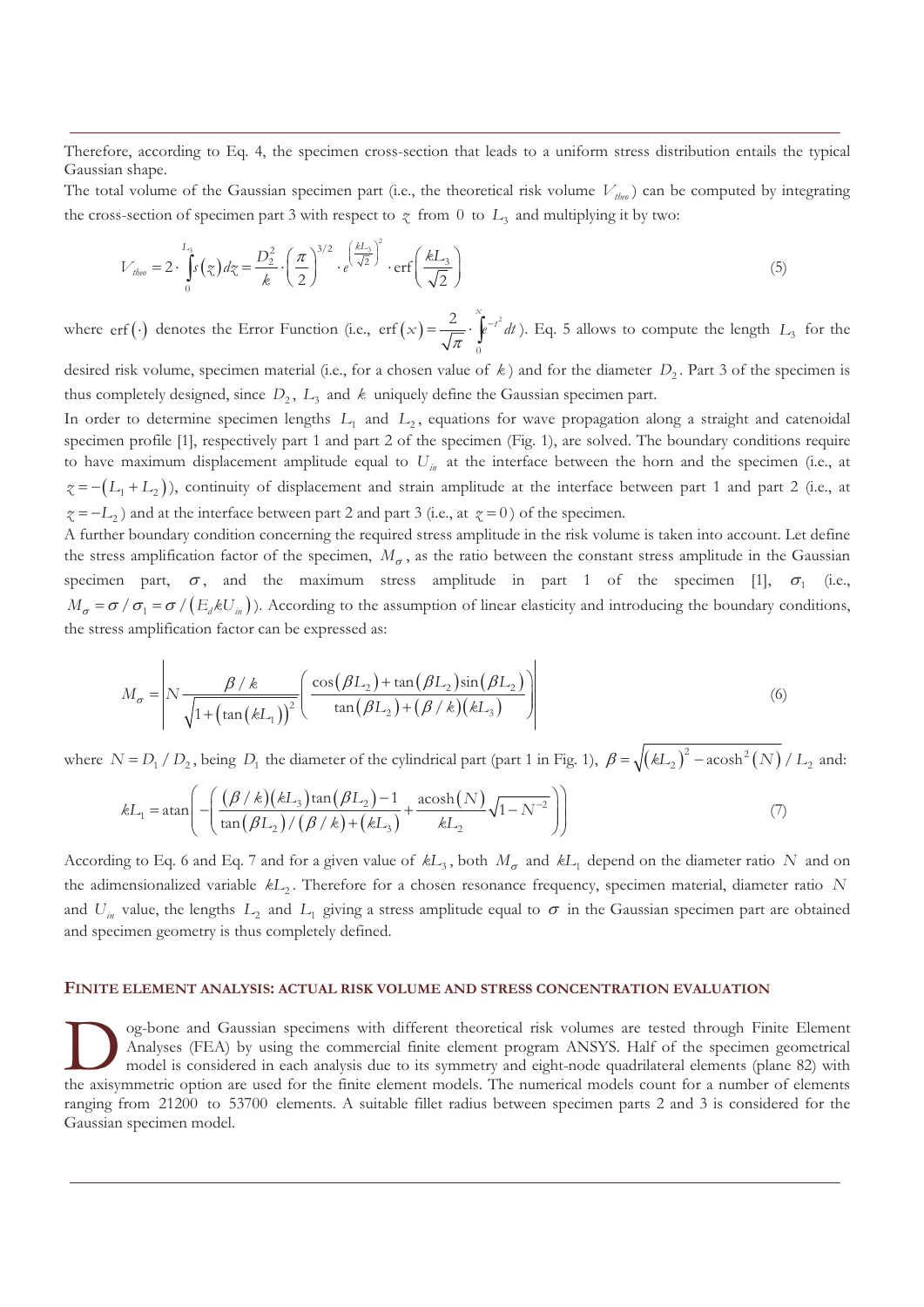Therefore, according to Eq. 4, the specimen cross-section that leads to a uniform stress distribution entails the typical Gaussian shape.

The total volume of the Gaussian specimen part (i.e., the theoretical risk volume $V_{theo}$) can be computed by integrating the cross-section of specimen part 3 with respect to $z$ from $0$ to $L_3$ and multiplying it by two:

$$V_{theo} = 2 \cdot \int_0^{L_3} s(z)\,dz = \frac{D_2^2}{k} \cdot \left(\frac{\pi}{2}\right)^{3/2} \cdot e^{\left(\frac{kL_3}{\sqrt{2}}\right)^2} \cdot \operatorname{erf}\left(\frac{kL_3}{\sqrt{2}}\right) \tag{5}$$

where $\operatorname{erf}(\cdot)$ denotes the Error Function (i.e., $\operatorname{erf}(x) = \frac{2}{\sqrt{\pi}} \cdot \int_0^x e^{-t^2}\,dt$). Eq. 5 allows to compute the length $L_3$ for the desired risk volume, specimen material (i.e., for a chosen value of $k$) and for the diameter $D_2$. Part 3 of the specimen is thus completely designed, since $D_2$, $L_3$ and $k$ uniquely define the Gaussian specimen part.

In order to determine specimen lengths $L_1$ and $L_2$, equations for wave propagation along a straight and catenoidal specimen profile [1], respectively part 1 and part 2 of the specimen (Fig. 1), are solved. The boundary conditions require to have maximum displacement amplitude equal to $U_{in}$ at the interface between the horn and the specimen (i.e., at $z = -(L_1 + L_2)$), continuity of displacement and strain amplitude at the interface between part 1 and part 2 (i.e., at $z = -L_2$) and at the interface between part 2 and part 3 (i.e., at $z = 0$) of the specimen.

A further boundary condition concerning the required stress amplitude in the risk volume is taken into account. Let define the stress amplification factor of the specimen, $M_\sigma$, as the ratio between the constant stress amplitude in the Gaussian specimen part, $\sigma$, and the maximum stress amplitude in part 1 of the specimen [1], $\sigma_1$ (i.e., $M_\sigma = \sigma/\sigma_1 = \sigma/(E_d k U_{in})$). According to the assumption of linear elasticity and introducing the boundary conditions, the stress amplification factor can be expressed as:

$$M_\sigma = \left| N \frac{\beta/k}{\sqrt{1+\left(\tan(kL_1)\right)^2}} \left( \frac{\cos(\beta L_2) + \tan(\beta L_2)\sin(\beta L_2)}{\tan(\beta L_2) + (\beta/k)(kL_3)} \right) \right| \tag{6}$$

where $N = D_1/D_2$, being $D_1$ the diameter of the cylindrical part (part 1 in Fig. 1), $\beta = \sqrt{(kL_2)^2 - \operatorname{acosh}^2(N)}/L_2$ and:

$$kL_1 = \operatorname{atan}\left( -\left( \frac{(\beta/k)(kL_3)\tan(\beta L_2) - 1}{\tan(\beta L_2)/(\beta/k) + (kL_3)} + \frac{\operatorname{acosh}(N)}{kL_2}\sqrt{1-N^{-2}} \right) \right) \tag{7}$$

According to Eq. 6 and Eq. 7 and for a given value of $kL_3$, both $M_\sigma$ and $kL_1$ depend on the diameter ratio $N$ and on the adimensionalized variable $kL_2$. Therefore for a chosen resonance frequency, specimen material, diameter ratio $N$ and $U_{in}$ value, the lengths $L_2$ and $L_1$ giving a stress amplitude equal to $\sigma$ in the Gaussian specimen part are obtained and specimen geometry is thus completely defined.

## FINITE ELEMENT ANALYSIS: ACTUAL RISK VOLUME AND STRESS CONCENTRATION EVALUATION

Dog-bone and Gaussian specimens with different theoretical risk volumes are tested through Finite Element Analyses (FEA) by using the commercial finite element program ANSYS. Half of the specimen geometrical model is considered in each analysis due to its symmetry and eight-node quadrilateral elements (plane 82) with the axisymmetric option are used for the finite element models. The numerical models count for a number of elements ranging from 21200 to 53700 elements. A suitable fillet radius between specimen parts 2 and 3 is considered for the Gaussian specimen model.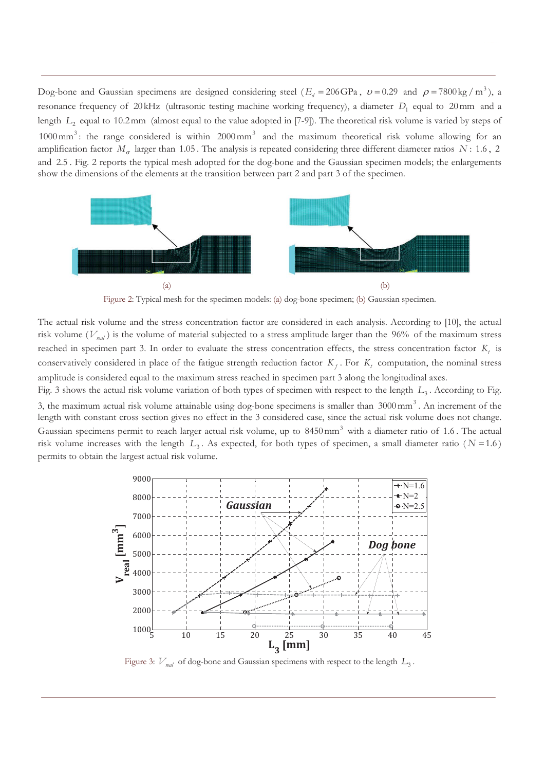Dog-bone and Gaussian specimens are designed considering steel ($E_d = 206\,\text{GPa}$, $\upsilon = 0.29$ and $\rho = 7800\,\text{kg/m}^3$), a resonance frequency of $20\,\text{kHz}$ (ultrasonic testing machine working frequency), a diameter $D_1$ equal to $20\,\text{mm}$ and a length $L_2$ equal to $10.2\,\text{mm}$ (almost equal to the value adopted in [7-9]). The theoretical risk volume is varied by steps of $1000\,\text{mm}^3$: the range considered is within $2000\,\text{mm}^3$ and the maximum theoretical risk volume allowing for an amplification factor $M_\sigma$ larger than $1.05$. The analysis is repeated considering three different diameter ratios $N$: $1.6$, $2$ and $2.5$. Fig. 2 reports the typical mesh adopted for the dog-bone and the Gaussian specimen models; the enlargements show the dimensions of the elements at the transition between part 2 and part 3 of the specimen.

(a) (b)

Figure 2: Typical mesh for the specimen models: (a) dog-bone specimen; (b) Gaussian specimen.

The actual risk volume and the stress concentration factor are considered in each analysis. According to [10], the actual risk volume ($V_{real}$) is the volume of material subjected to a stress amplitude larger than the 96% of the maximum stress reached in specimen part 3. In order to evaluate the stress concentration effects, the stress concentration factor $K_t$ is conservatively considered in place of the fatigue strength reduction factor $K_f$. For $K_t$ computation, the nominal stress amplitude is considered equal to the maximum stress reached in specimen part 3 along the longitudinal axes.

Fig. 3 shows the actual risk volume variation of both types of specimen with respect to the length $L_3$. According to Fig. 3, the maximum actual risk volume attainable using dog-bone specimens is smaller than $3000\,\text{mm}^3$. An increment of the length with constant cross section gives no effect in the 3 considered case, since the actual risk volume does not change. Gaussian specimens permit to reach larger actual risk volume, up to $8450\,\text{mm}^3$ with a diameter ratio of $1.6$. The actual risk volume increases with the length $L_3$. As expected, for both types of specimen, a small diameter ratio ($N = 1.6$) permits to obtain the largest actual risk volume.

Figure 3: $V_{real}$ of dog-bone and Gaussian specimens with respect to the length $L_3$.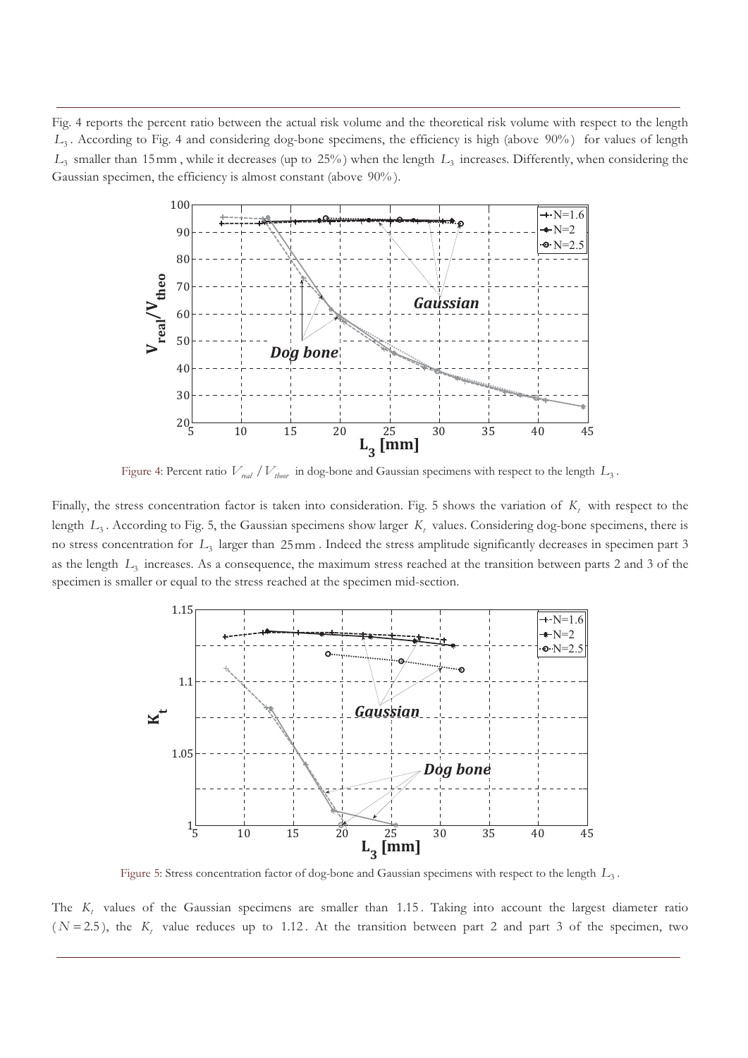Fig. 4 reports the percent ratio between the actual risk volume and the theoretical risk volume with respect to the length $L_3$. According to Fig. 4 and considering dog-bone specimens, the efficiency is high (above 90%) for values of length $L_3$ smaller than 15 mm, while it decreases (up to 25%) when the length $L_3$ increases. Differently, when considering the Gaussian specimen, the efficiency is almost constant (above 90%).

Figure 4: Percent ratio $V_{real} / V_{theor}$ in dog-bone and Gaussian specimens with respect to the length $L_3$.

Finally, the stress concentration factor is taken into consideration. Fig. 5 shows the variation of $K_t$ with respect to the length $L_3$. According to Fig. 5, the Gaussian specimens show larger $K_t$ values. Considering dog-bone specimens, there is no stress concentration for $L_3$ larger than 25 mm. Indeed the stress amplitude significantly decreases in specimen part 3 as the length $L_3$ increases. As a consequence, the maximum stress reached at the transition between parts 2 and 3 of the specimen is smaller or equal to the stress reached at the specimen mid-section.

Figure 5: Stress concentration factor of dog-bone and Gaussian specimens with respect to the length $L_3$.

The $K_t$ values of the Gaussian specimens are smaller than 1.15. Taking into account the largest diameter ratio ($N = 2.5$), the $K_t$ value reduces up to 1.12. At the transition between part 2 and part 3 of the specimen, two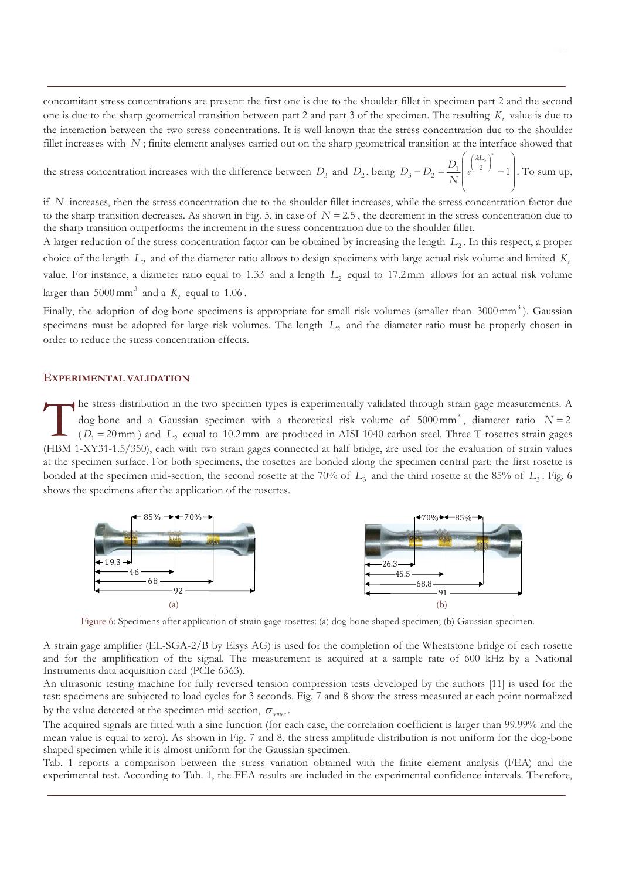concomitant stress concentrations are present: the first one is due to the shoulder fillet in specimen part 2 and the second one is due to the sharp geometrical transition between part 2 and part 3 of the specimen. The resulting $K_t$ value is due to the interaction between the two stress concentrations. It is well-known that the stress concentration due to the shoulder fillet increases with $N$; finite element analyses carried out on the sharp geometrical transition at the interface showed that the stress concentration increases with the difference between $D_3$ and $D_2$, being $D_3 - D_2 = \frac{D_1}{N}\left(e^{\left(\frac{kL_3}{2}\right)^2} - 1\right)$. To sum up, if $N$ increases, then the stress concentration due to the shoulder fillet increases, while the stress concentration factor due to the sharp transition decreases. As shown in Fig. 5, in case of $N = 2.5$, the decrement in the stress concentration due to the sharp transition outperforms the increment in the stress concentration due to the shoulder fillet.

A larger reduction of the stress concentration factor can be obtained by increasing the length $L_2$. In this respect, a proper choice of the length $L_2$ and of the diameter ratio allows to design specimens with large actual risk volume and limited $K_t$ value. For instance, a diameter ratio equal to 1.33 and a length $L_2$ equal to $17.2\,\text{mm}$ allows for an actual risk volume larger than $5000\,\text{mm}^3$ and a $K_t$ equal to 1.06.

Finally, the adoption of dog-bone specimens is appropriate for small risk volumes (smaller than $3000\,\text{mm}^3$). Gaussian specimens must be adopted for large risk volumes. The length $L_2$ and the diameter ratio must be properly chosen in order to reduce the stress concentration effects.

## EXPERIMENTAL VALIDATION

The stress distribution in the two specimen types is experimentally validated through strain gage measurements. A dog-bone and a Gaussian specimen with a theoretical risk volume of $5000\,\text{mm}^3$, diameter ratio $N = 2$ ($D_1 = 20\,\text{mm}$) and $L_2$ equal to $10.2\,\text{mm}$ are produced in AISI 1040 carbon steel. Three T-rosettes strain gages (HBM 1-XY31-1.5/350), each with two strain gages connected at half bridge, are used for the evaluation of strain values at the specimen surface. For both specimens, the rosettes are bonded along the specimen central part: the first rosette is bonded at the specimen mid-section, the second rosette at the 70% of $L_3$ and the third rosette at the 85% of $L_3$. Fig. 6 shows the specimens after the application of the rosettes.

Figure 6: Specimens after application of strain gage rosettes: (a) dog-bone shaped specimen; (b) Gaussian specimen.

A strain gage amplifier (EL-SGA-2/B by Elsys AG) is used for the completion of the Wheatstone bridge of each rosette and for the amplification of the signal. The measurement is acquired at a sample rate of 600 kHz by a National Instruments data acquisition card (PCIe-6363).

An ultrasonic testing machine for fully reversed tension compression tests developed by the authors [11] is used for the test: specimens are subjected to load cycles for 3 seconds. Fig. 7 and 8 show the stress measured at each point normalized by the value detected at the specimen mid-section, $\sigma_{center}$.

The acquired signals are fitted with a sine function (for each case, the correlation coefficient is larger than 99.99% and the mean value is equal to zero). As shown in Fig. 7 and 8, the stress amplitude distribution is not uniform for the dog-bone shaped specimen while it is almost uniform for the Gaussian specimen.

Tab. 1 reports a comparison between the stress variation obtained with the finite element analysis (FEA) and the experimental test. According to Tab. 1, the FEA results are included in the experimental confidence intervals. Therefore,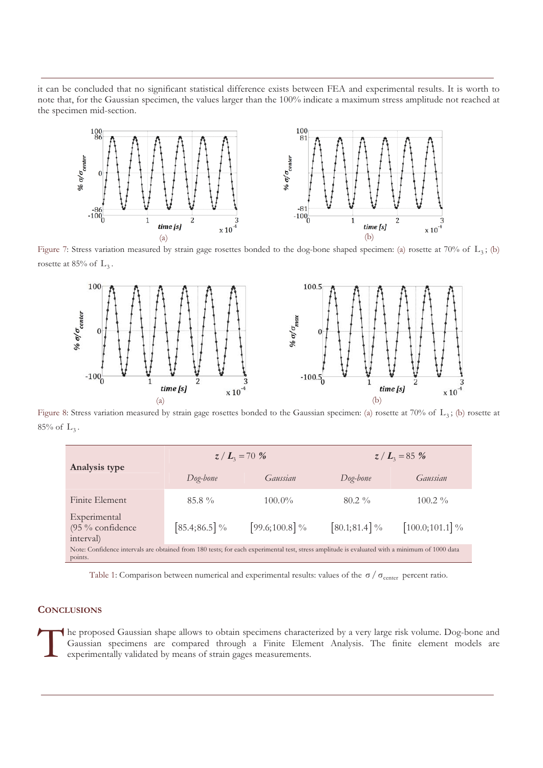it can be concluded that no significant statistical difference exists between FEA and experimental results. It is worth to note that, for the Gaussian specimen, the values larger than the 100% indicate a maximum stress amplitude not reached at the specimen mid-section.

Figure 7: Stress variation measured by strain gage rosettes bonded to the dog-bone shaped specimen: (a) rosette at 70% of $L_3$; (b) rosette at 85% of $L_3$.

Figure 8: Stress variation measured by strain gage rosettes bonded to the Gaussian specimen: (a) rosette at 70% of $L_3$; (b) rosette at 85% of $L_3$.

| Analysis type | $z/L_3 = 70\ \%$ | | $z/L_3 = 85\ \%$ | |
|---|---|---|---|---|
| | *Dog-bone* | *Gaussian* | *Dog-bone* | *Gaussian* |
| Finite Element | 85.8 % | 100.0% | 80.2 % | 100.2 % |
| Experimental (95 % confidence interval) | [85.4;86.5] % | [99.6;100.8] % | [80.1;81.4] % | [100.0;101.1] % |

Note: Confidence intervals are obtained from 180 tests; for each experimental test, stress amplitude is evaluated with a minimum of 1000 data points.

Table 1: Comparison between numerical and experimental results: values of the $\sigma / \sigma_{center}$ percent ratio.

## CONCLUSIONS

The proposed Gaussian shape allows to obtain specimens characterized by a very large risk volume. Dog-bone and Gaussian specimens are compared through a Finite Element Analysis. The finite element models are experimentally validated by means of strain gages measurements.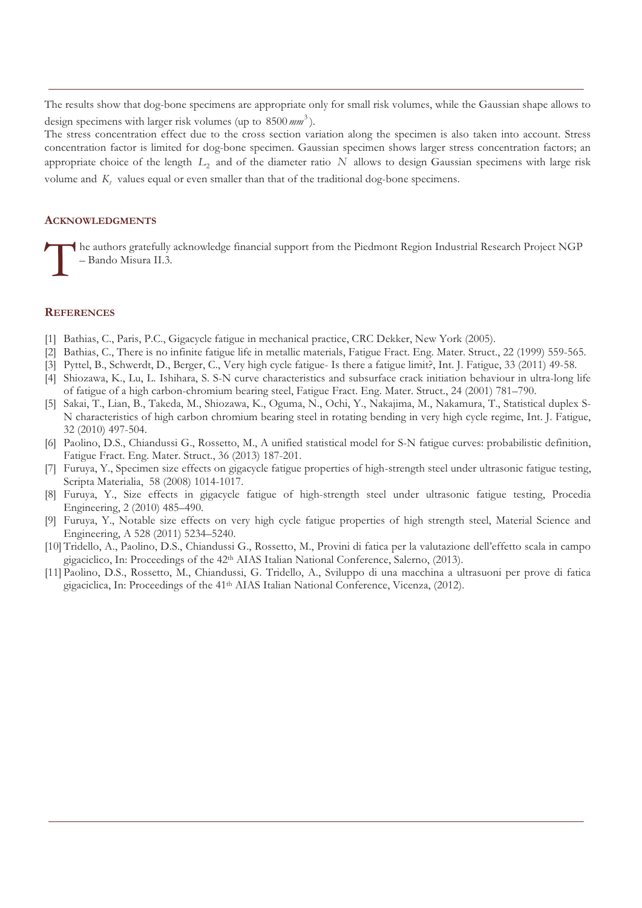The results show that dog-bone specimens are appropriate only for small risk volumes, while the Gaussian shape allows to design specimens with larger risk volumes (up to $8500\,mm^3$).

The stress concentration effect due to the cross section variation along the specimen is also taken into account. Stress concentration factor is limited for dog-bone specimen. Gaussian specimen shows larger stress concentration factors; an appropriate choice of the length $L_2$ and of the diameter ratio $N$ allows to design Gaussian specimens with large risk volume and $K_t$ values equal or even smaller than that of the traditional dog-bone specimens.

## ACKNOWLEDGMENTS

The authors gratefully acknowledge financial support from the Piedmont Region Industrial Research Project NGP – Bando Misura II.3.

## REFERENCES

[1] Bathias, C., Paris, P.C., Gigacycle fatigue in mechanical practice, CRC Dekker, New York (2005).

[2] Bathias, C., There is no infinite fatigue life in metallic materials, Fatigue Fract. Eng. Mater. Struct., 22 (1999) 559-565.

[3] Pyttel, B., Schwerdt, D., Berger, C., Very high cycle fatigue- Is there a fatigue limit?, Int. J. Fatigue, 33 (2011) 49-58.

[4] Shiozawa, K., Lu, L. Ishihara, S. S-N curve characteristics and subsurface crack initiation behaviour in ultra-long life of fatigue of a high carbon-chromium bearing steel, Fatigue Fract. Eng. Mater. Struct., 24 (2001) 781–790.

[5] Sakai, T., Lian, B., Takeda, M., Shiozawa, K., Oguma, N., Ochi, Y., Nakajima, M., Nakamura, T., Statistical duplex S-N characteristics of high carbon chromium bearing steel in rotating bending in very high cycle regime, Int. J. Fatigue, 32 (2010) 497-504.

[6] Paolino, D.S., Chiandussi G., Rossetto, M., A unified statistical model for S-N fatigue curves: probabilistic definition, Fatigue Fract. Eng. Mater. Struct., 36 (2013) 187-201.

[7] Furuya, Y., Specimen size effects on gigacycle fatigue properties of high-strength steel under ultrasonic fatigue testing, Scripta Materialia, 58 (2008) 1014-1017.

[8] Furuya, Y., Size effects in gigacycle fatigue of high-strength steel under ultrasonic fatigue testing, Procedia Engineering, 2 (2010) 485–490.

[9] Furuya, Y., Notable size effects on very high cycle fatigue properties of high strength steel, Material Science and Engineering, A 528 (2011) 5234–5240.

[10] Tridello, A., Paolino, D.S., Chiandussi G., Rossetto, M., Provini di fatica per la valutazione dell'effetto scala in campo gigaciclico, In: Proceedings of the 42th AIAS Italian National Conference, Salerno, (2013).

[11] Paolino, D.S., Rossetto, M., Chiandussi, G. Tridello, A., Sviluppo di una macchina a ultrasuoni per prove di fatica gigaciclica, In: Proceedings of the 41th AIAS Italian National Conference, Vicenza, (2012).